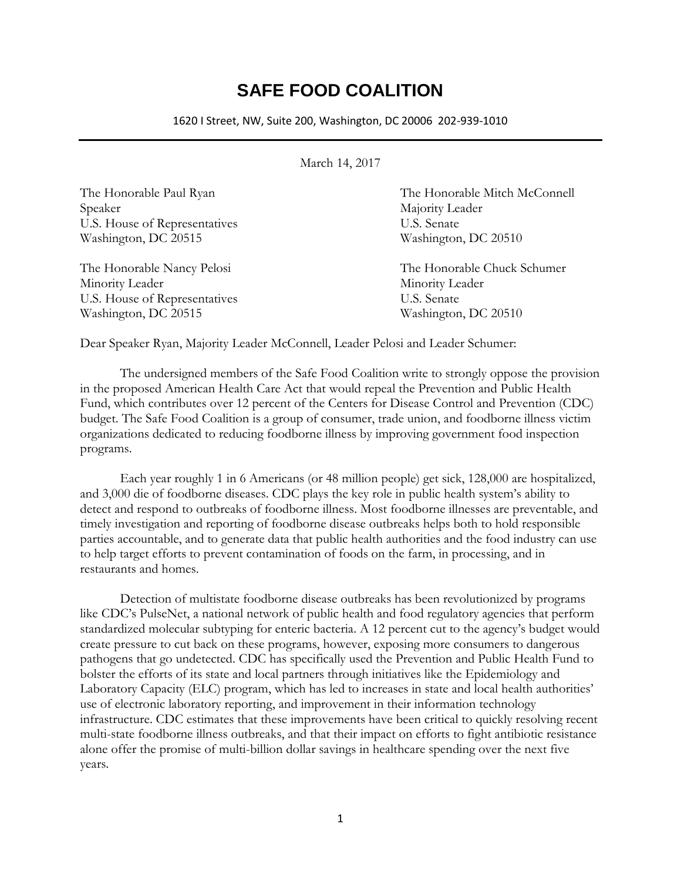# SAFE FOOD COALITION

1620 I Street, NW, Suite 200, Washington, DC 20006 202-939-1010

March 14, 2017

The Honorable Paul Ryan
Speaker
U.S. House of Representatives
Washington, DC 20515

The Honorable Mitch McConnell
Majority Leader
U.S. Senate
Washington, DC 20510

The Honorable Nancy Pelosi
Minority Leader
U.S. House of Representatives
Washington, DC 20515

The Honorable Chuck Schumer
Minority Leader
U.S. Senate
Washington, DC 20510

Dear Speaker Ryan, Majority Leader McConnell, Leader Pelosi and Leader Schumer:

The undersigned members of the Safe Food Coalition write to strongly oppose the provision in the proposed American Health Care Act that would repeal the Prevention and Public Health Fund, which contributes over 12 percent of the Centers for Disease Control and Prevention (CDC) budget. The Safe Food Coalition is a group of consumer, trade union, and foodborne illness victim organizations dedicated to reducing foodborne illness by improving government food inspection programs.

Each year roughly 1 in 6 Americans (or 48 million people) get sick, 128,000 are hospitalized, and 3,000 die of foodborne diseases. CDC plays the key role in public health system's ability to detect and respond to outbreaks of foodborne illness. Most foodborne illnesses are preventable, and timely investigation and reporting of foodborne disease outbreaks helps both to hold responsible parties accountable, and to generate data that public health authorities and the food industry can use to help target efforts to prevent contamination of foods on the farm, in processing, and in restaurants and homes.

Detection of multistate foodborne disease outbreaks has been revolutionized by programs like CDC's PulseNet, a national network of public health and food regulatory agencies that perform standardized molecular subtyping for enteric bacteria. A 12 percent cut to the agency's budget would create pressure to cut back on these programs, however, exposing more consumers to dangerous pathogens that go undetected. CDC has specifically used the Prevention and Public Health Fund to bolster the efforts of its state and local partners through initiatives like the Epidemiology and Laboratory Capacity (ELC) program, which has led to increases in state and local health authorities' use of electronic laboratory reporting, and improvement in their information technology infrastructure. CDC estimates that these improvements have been critical to quickly resolving recent multi-state foodborne illness outbreaks, and that their impact on efforts to fight antibiotic resistance alone offer the promise of multi-billion dollar savings in healthcare spending over the next five years.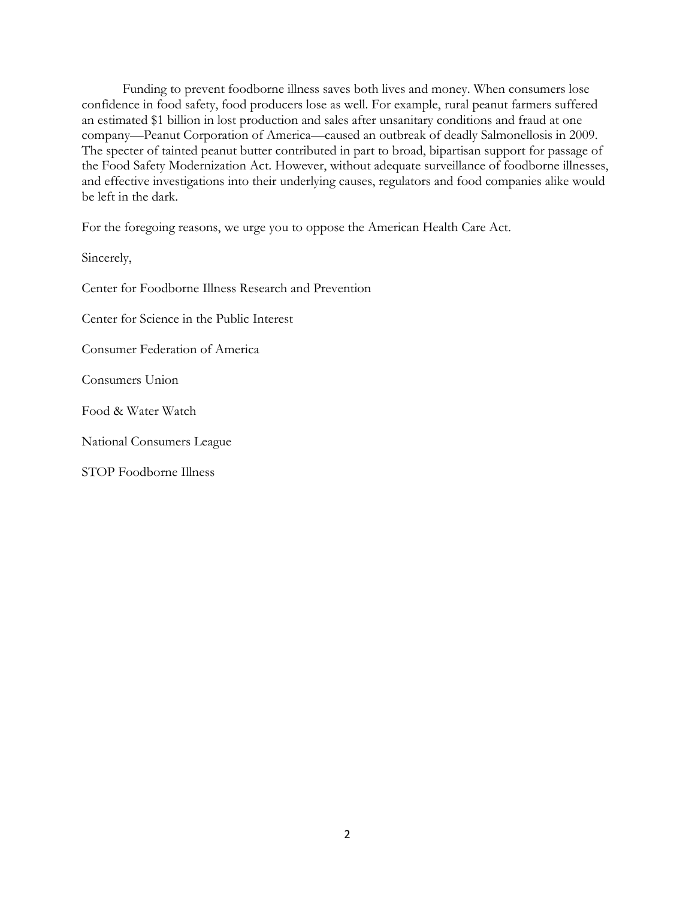Funding to prevent foodborne illness saves both lives and money. When consumers lose confidence in food safety, food producers lose as well. For example, rural peanut farmers suffered an estimated $1 billion in lost production and sales after unsanitary conditions and fraud at one company—Peanut Corporation of America—caused an outbreak of deadly Salmonellosis in 2009. The specter of tainted peanut butter contributed in part to broad, bipartisan support for passage of the Food Safety Modernization Act. However, without adequate surveillance of foodborne illnesses, and effective investigations into their underlying causes, regulators and food companies alike would be left in the dark.

For the foregoing reasons, we urge you to oppose the American Health Care Act.

Sincerely,

Center for Foodborne Illness Research and Prevention

Center for Science in the Public Interest

Consumer Federation of America

Consumers Union

Food & Water Watch

National Consumers League

STOP Foodborne Illness